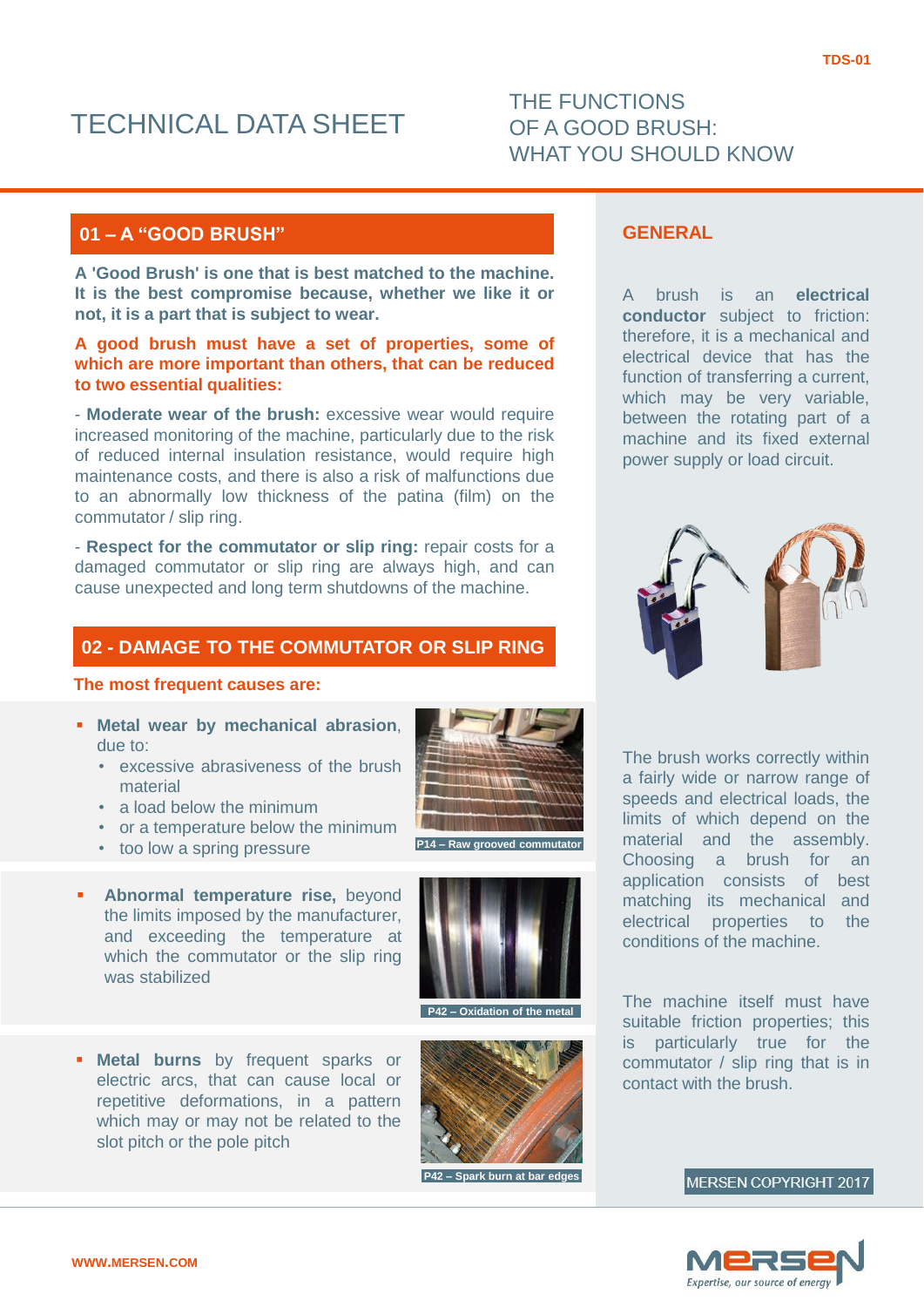TDS-01

# TECHNICAL DATA SHEET

## THE FUNCTIONS OF A GOOD BRUSH: WHAT YOU SHOULD KNOW

## 01 – A "GOOD BRUSH"

**A 'Good Brush' is one that is best matched to the machine. It is the best compromise because, whether we like it or not, it is a part that is subject to wear.**

**A good brush must have a set of properties, some of which are more important than others, that can be reduced to two essential qualities:**

- **Moderate wear of the brush:** excessive wear would require increased monitoring of the machine, particularly due to the risk of reduced internal insulation resistance, would require high maintenance costs, and there is also a risk of malfunctions due to an abnormally low thickness of the patina (film) on the commutator / slip ring.

- **Respect for the commutator or slip ring:** repair costs for a damaged commutator or slip ring are always high, and can cause unexpected and long term shutdowns of the machine.

## 02 - DAMAGE TO THE COMMUTATOR OR SLIP RING

**The most frequent causes are:**

- **Metal wear by mechanical abrasion**, due to:
  - excessive abrasiveness of the brush material
  - a load below the minimum
  - or a temperature below the minimum
  - too low a spring pressure

P14 – Raw grooved commutator

- **Abnormal temperature rise,** beyond the limits imposed by the manufacturer, and exceeding the temperature at which the commutator or the slip ring was stabilized

P42 – Oxidation of the metal

- **Metal burns** by frequent sparks or electric arcs, that can cause local or repetitive deformations, in a pattern which may or may not be related to the slot pitch or the pole pitch

P42 – Spark burn at bar edges

## GENERAL

A brush is an **electrical conductor** subject to friction: therefore, it is a mechanical and electrical device that has the function of transferring a current, which may be very variable, between the rotating part of a machine and its fixed external power supply or load circuit.

The brush works correctly within a fairly wide or narrow range of speeds and electrical loads, the limits of which depend on the material and the assembly. Choosing a brush for an application consists of best matching its mechanical and electrical properties to the conditions of the machine.

The machine itself must have suitable friction properties; this is particularly true for the commutator / slip ring that is in contact with the brush.

MERSEN COPYRIGHT 2017

WWW.MERSEN.COM

MERSEN – Expertise, our source of energy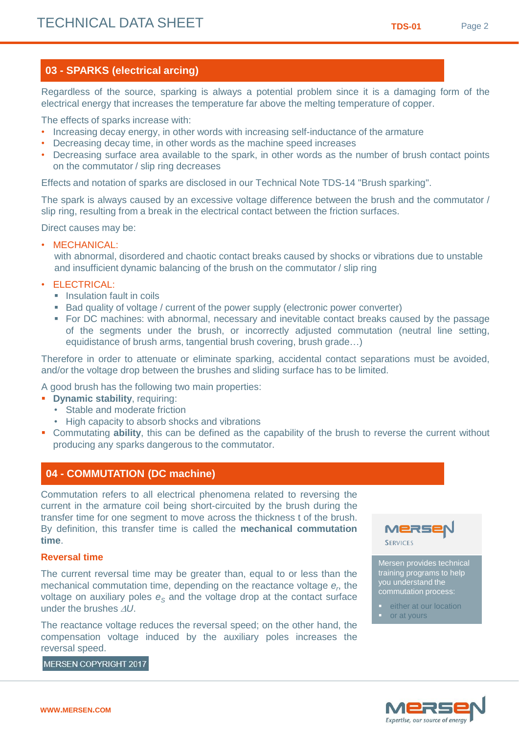## 03 - SPARKS (electrical arcing)

Regardless of the source, sparking is always a potential problem since it is a damaging form of the electrical energy that increases the temperature far above the melting temperature of copper.

The effects of sparks increase with:

- Increasing decay energy, in other words with increasing self-inductance of the armature
- Decreasing decay time, in other words as the machine speed increases
- Decreasing surface area available to the spark, in other words as the number of brush contact points on the commutator / slip ring decreases

Effects and notation of sparks are disclosed in our Technical Note TDS-14 "Brush sparking".

The spark is always caused by an excessive voltage difference between the brush and the commutator / slip ring, resulting from a break in the electrical contact between the friction surfaces.

Direct causes may be:

- MECHANICAL:
  with abnormal, disordered and chaotic contact breaks caused by shocks or vibrations due to unstable and insufficient dynamic balancing of the brush on the commutator / slip ring
- ELECTRICAL:
  - Insulation fault in coils
  - Bad quality of voltage / current of the power supply (electronic power converter)
  - For DC machines: with abnormal, necessary and inevitable contact breaks caused by the passage of the segments under the brush, or incorrectly adjusted commutation (neutral line setting, equidistance of brush arms, tangential brush covering, brush grade…)

Therefore in order to attenuate or eliminate sparking, accidental contact separations must be avoided, and/or the voltage drop between the brushes and sliding surface has to be limited.

A good brush has the following two main properties:

- **Dynamic stability**, requiring:
  - Stable and moderate friction
  - High capacity to absorb shocks and vibrations
- Commutating **ability**, this can be defined as the capability of the brush to reverse the current without producing any sparks dangerous to the commutator.

## 04 - COMMUTATION (DC machine)

Commutation refers to all electrical phenomena related to reversing the current in the armature coil being short-circuited by the brush during the transfer time for one segment to move across the thickness t of the brush. By definition, this transfer time is called the **mechanical commutation time**.

### Reversal time

The current reversal time may be greater than, equal to or less than the mechanical commutation time, depending on the reactance voltage $e_r$, the voltage on auxiliary poles $e_S$ and the voltage drop at the contact surface under the brushes $\Delta U$.

The reactance voltage reduces the reversal speed; on the other hand, the compensation voltage induced by the auxiliary poles increases the reversal speed.

MERSEN COPYRIGHT 2017

MERSEN SERVICES

Mersen provides technical training programs to help you understand the commutation process:

- either at our location
- or at yours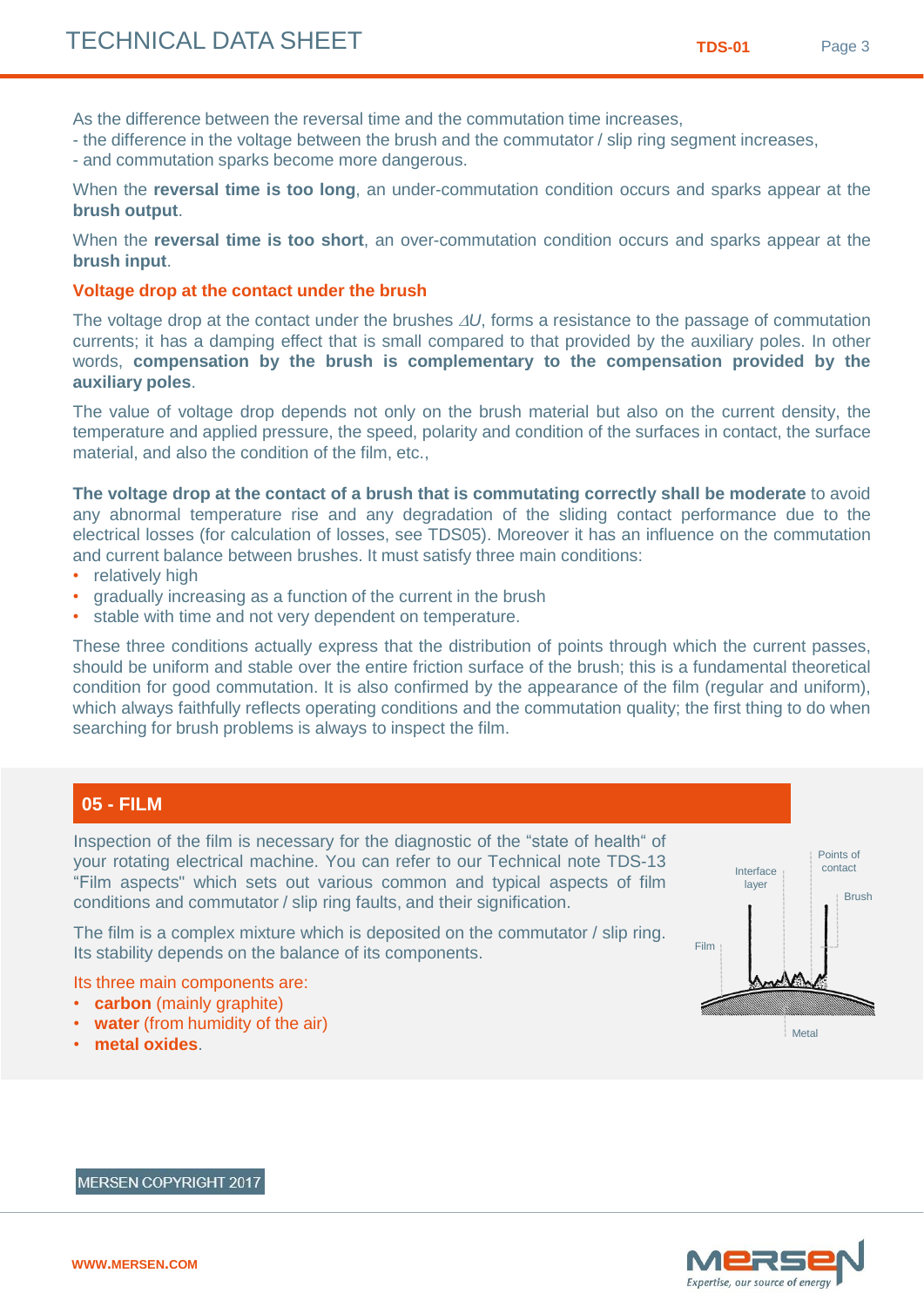As the difference between the reversal time and the commutation time increases,
- the difference in the voltage between the brush and the commutator / slip ring segment increases,
- and commutation sparks become more dangerous.

When the **reversal time is too long**, an under-commutation condition occurs and sparks appear at the **brush output**.

When the **reversal time is too short**, an over-commutation condition occurs and sparks appear at the **brush input**.

### Voltage drop at the contact under the brush

The voltage drop at the contact under the brushes $\Delta U$, forms a resistance to the passage of commutation currents; it has a damping effect that is small compared to that provided by the auxiliary poles. In other words, **compensation by the brush is complementary to the compensation provided by the auxiliary poles**.

The value of voltage drop depends not only on the brush material but also on the current density, the temperature and applied pressure, the speed, polarity and condition of the surfaces in contact, the surface material, and also the condition of the film, etc.,

**The voltage drop at the contact of a brush that is commutating correctly shall be moderate** to avoid any abnormal temperature rise and any degradation of the sliding contact performance due to the electrical losses (for calculation of losses, see TDS05). Moreover it has an influence on the commutation and current balance between brushes. It must satisfy three main conditions:

- relatively high
- gradually increasing as a function of the current in the brush
- stable with time and not very dependent on temperature.

These three conditions actually express that the distribution of points through which the current passes, should be uniform and stable over the entire friction surface of the brush; this is a fundamental theoretical condition for good commutation. It is also confirmed by the appearance of the film (regular and uniform), which always faithfully reflects operating conditions and the commutation quality; the first thing to do when searching for brush problems is always to inspect the film.

## 05 - FILM

Inspection of the film is necessary for the diagnostic of the "state of health" of your rotating electrical machine. You can refer to our Technical note TDS-13 "Film aspects" which sets out various common and typical aspects of film conditions and commutator / slip ring faults, and their signification.

The film is a complex mixture which is deposited on the commutator / slip ring. Its stability depends on the balance of its components.

Its three main components are:

- **carbon** (mainly graphite)
- **water** (from humidity of the air)
- **metal oxides**.

Interface layer | Points of contact | Brush | Film | Metal

MERSEN COPYRIGHT 2017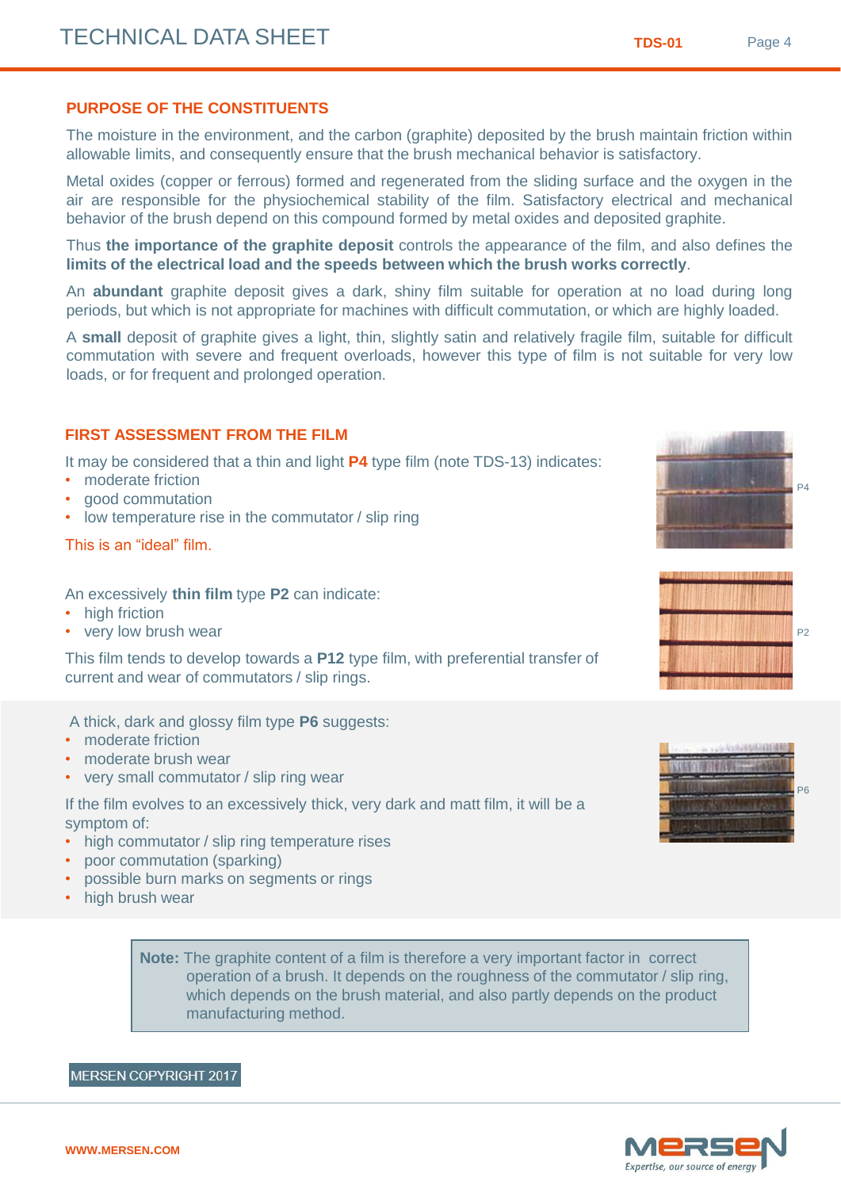## PURPOSE OF THE CONSTITUENTS

The moisture in the environment, and the carbon (graphite) deposited by the brush maintain friction within allowable limits, and consequently ensure that the brush mechanical behavior is satisfactory.

Metal oxides (copper or ferrous) formed and regenerated from the sliding surface and the oxygen in the air are responsible for the physiochemical stability of the film. Satisfactory electrical and mechanical behavior of the brush depend on this compound formed by metal oxides and deposited graphite.

Thus **the importance of the graphite deposit** controls the appearance of the film, and also defines the **limits of the electrical load and the speeds between which the brush works correctly**.

An **abundant** graphite deposit gives a dark, shiny film suitable for operation at no load during long periods, but which is not appropriate for machines with difficult commutation, or which are highly loaded.

A **small** deposit of graphite gives a light, thin, slightly satin and relatively fragile film, suitable for difficult commutation with severe and frequent overloads, however this type of film is not suitable for very low loads, or for frequent and prolonged operation.

## FIRST ASSESSMENT FROM THE FILM

It may be considered that a thin and light **P4** type film (note TDS-13) indicates:

- moderate friction
- good commutation
- low temperature rise in the commutator / slip ring

This is an "ideal" film.

P4

An excessively **thin film** type **P2** can indicate:

- high friction
- very low brush wear

This film tends to develop towards a **P12** type film, with preferential transfer of current and wear of commutators / slip rings.

P2

A thick, dark and glossy film type **P6** suggests:

- moderate friction
- moderate brush wear
- very small commutator / slip ring wear

If the film evolves to an excessively thick, very dark and matt film, it will be a symptom of:

- high commutator / slip ring temperature rises
- poor commutation (sparking)
- possible burn marks on segments or rings
- high brush wear

P6

> **Note:** The graphite content of a film is therefore a very important factor in correct operation of a brush. It depends on the roughness of the commutator / slip ring, which depends on the brush material, and also partly depends on the product manufacturing method.

MERSEN COPYRIGHT 2017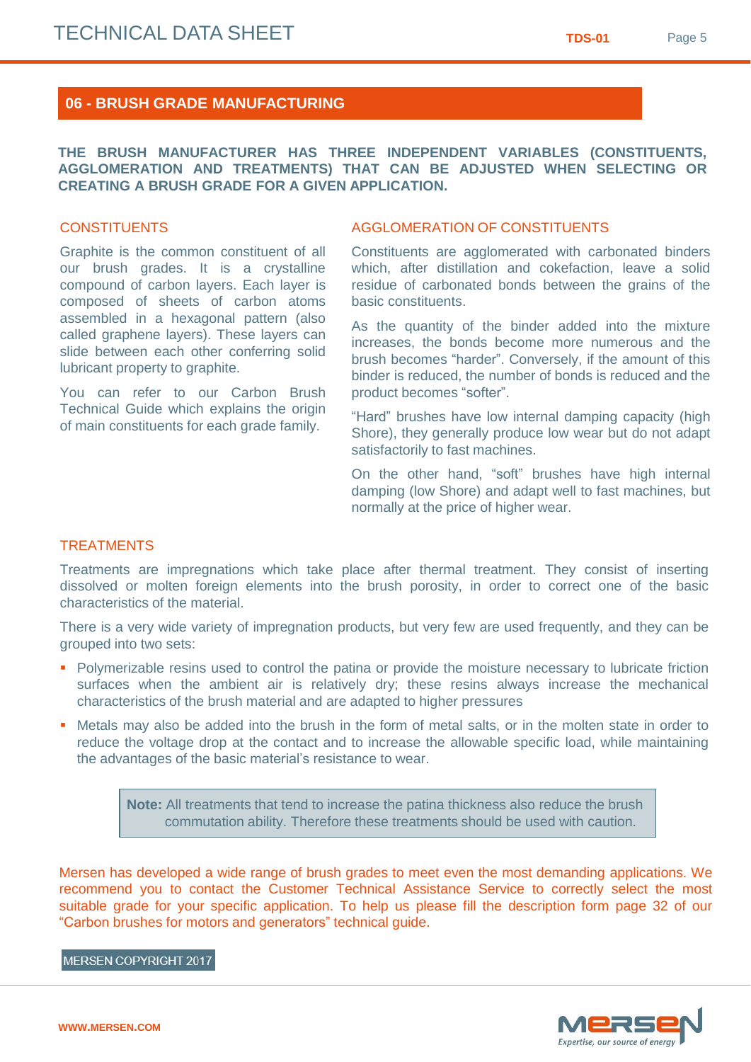## 06 - BRUSH GRADE MANUFACTURING

**THE BRUSH MANUFACTURER HAS THREE INDEPENDENT VARIABLES (CONSTITUENTS, AGGLOMERATION AND TREATMENTS) THAT CAN BE ADJUSTED WHEN SELECTING OR CREATING A BRUSH GRADE FOR A GIVEN APPLICATION.**

### CONSTITUENTS

Graphite is the common constituent of all our brush grades. It is a crystalline compound of carbon layers. Each layer is composed of sheets of carbon atoms assembled in a hexagonal pattern (also called graphene layers). These layers can slide between each other conferring solid lubricant property to graphite.

You can refer to our Carbon Brush Technical Guide which explains the origin of main constituents for each grade family.

### AGGLOMERATION OF CONSTITUENTS

Constituents are agglomerated with carbonated binders which, after distillation and cokefaction, leave a solid residue of carbonated bonds between the grains of the basic constituents.

As the quantity of the binder added into the mixture increases, the bonds become more numerous and the brush becomes "harder". Conversely, if the amount of this binder is reduced, the number of bonds is reduced and the product becomes "softer".

"Hard" brushes have low internal damping capacity (high Shore), they generally produce low wear but do not adapt satisfactorily to fast machines.

On the other hand, "soft" brushes have high internal damping (low Shore) and adapt well to fast machines, but normally at the price of higher wear.

### TREATMENTS

Treatments are impregnations which take place after thermal treatment. They consist of inserting dissolved or molten foreign elements into the brush porosity, in order to correct one of the basic characteristics of the material.

There is a very wide variety of impregnation products, but very few are used frequently, and they can be grouped into two sets:

- Polymerizable resins used to control the patina or provide the moisture necessary to lubricate friction surfaces when the ambient air is relatively dry; these resins always increase the mechanical characteristics of the brush material and are adapted to higher pressures
- Metals may also be added into the brush in the form of metal salts, or in the molten state in order to reduce the voltage drop at the contact and to increase the allowable specific load, while maintaining the advantages of the basic material's resistance to wear.

> **Note:** All treatments that tend to increase the patina thickness also reduce the brush commutation ability. Therefore these treatments should be used with caution.

Mersen has developed a wide range of brush grades to meet even the most demanding applications. We recommend you to contact the Customer Technical Assistance Service to correctly select the most suitable grade for your specific application. To help us please fill the description form page 32 of our "Carbon brushes for motors and generators" technical guide.

MERSEN COPYRIGHT 2017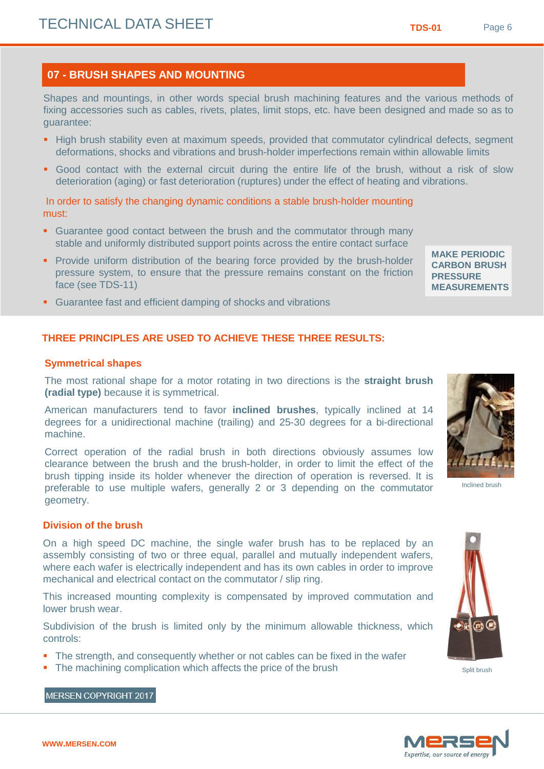## 07 - BRUSH SHAPES AND MOUNTING

Shapes and mountings, in other words special brush machining features and the various methods of fixing accessories such as cables, rivets, plates, limit stops, etc. have been designed and made so as to guarantee:

- High brush stability even at maximum speeds, provided that commutator cylindrical defects, segment deformations, shocks and vibrations and brush-holder imperfections remain within allowable limits
- Good contact with the external circuit during the entire life of the brush, without a risk of slow deterioration (aging) or fast deterioration (ruptures) under the effect of heating and vibrations.

In order to satisfy the changing dynamic conditions a stable brush-holder mounting must:

- Guarantee good contact between the brush and the commutator through many stable and uniformly distributed support points across the entire contact surface
- Provide uniform distribution of the bearing force provided by the brush-holder pressure system, to ensure that the pressure remains constant on the friction face (see TDS-11)
- Guarantee fast and efficient damping of shocks and vibrations

**MAKE PERIODIC CARBON BRUSH PRESSURE MEASUREMENTS**

### THREE PRINCIPLES ARE USED TO ACHIEVE THESE THREE RESULTS:

#### Symmetrical shapes

The most rational shape for a motor rotating in two directions is the **straight brush (radial type)** because it is symmetrical.

American manufacturers tend to favor **inclined brushes**, typically inclined at 14 degrees for a unidirectional machine (trailing) and 25-30 degrees for a bi-directional machine.

Correct operation of the radial brush in both directions obviously assumes low clearance between the brush and the brush-holder, in order to limit the effect of the brush tipping inside its holder whenever the direction of operation is reversed. It is preferable to use multiple wafers, generally 2 or 3 depending on the commutator geometry.

Inclined brush

#### Division of the brush

On a high speed DC machine, the single wafer brush has to be replaced by an assembly consisting of two or three equal, parallel and mutually independent wafers, where each wafer is electrically independent and has its own cables in order to improve mechanical and electrical contact on the commutator / slip ring.

This increased mounting complexity is compensated by improved commutation and lower brush wear.

Subdivision of the brush is limited only by the minimum allowable thickness, which controls:

- The strength, and consequently whether or not cables can be fixed in the wafer
- The machining complication which affects the price of the brush

Split brush

MERSEN COPYRIGHT 2017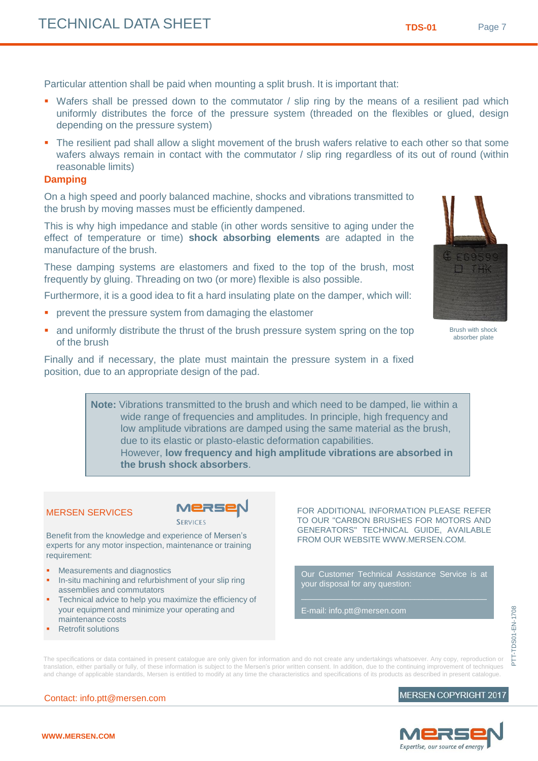Particular attention shall be paid when mounting a split brush. It is important that:

- Wafers shall be pressed down to the commutator / slip ring by the means of a resilient pad which uniformly distributes the force of the pressure system (threaded on the flexibles or glued, design depending on the pressure system)
- The resilient pad shall allow a slight movement of the brush wafers relative to each other so that some wafers always remain in contact with the commutator / slip ring regardless of its out of round (within reasonable limits)

## Damping

On a high speed and poorly balanced machine, shocks and vibrations transmitted to the brush by moving masses must be efficiently dampened.

This is why high impedance and stable (in other words sensitive to aging under the effect of temperature or time) **shock absorbing elements** are adapted in the manufacture of the brush.

These damping systems are elastomers and fixed to the top of the brush, most frequently by gluing. Threading on two (or more) flexible is also possible.

Furthermore, it is a good idea to fit a hard insulating plate on the damper, which will:

- prevent the pressure system from damaging the elastomer
- and uniformly distribute the thrust of the brush pressure system spring on the top of the brush

Finally and if necessary, the plate must maintain the pressure system in a fixed position, due to an appropriate design of the pad.

Brush with shock absorber plate

> **Note:** Vibrations transmitted to the brush and which need to be damped, lie within a wide range of frequencies and amplitudes. In principle, high frequency and low amplitude vibrations are damped using the same material as the brush, due to its elastic or plasto-elastic deformation capabilities.
> However, **low frequency and high amplitude vibrations are absorbed in the brush shock absorbers**.

### MERSEN SERVICES

Benefit from the knowledge and experience of Mersen's experts for any motor inspection, maintenance or training requirement:

- Measurements and diagnostics
- In-situ machining and refurbishment of your slip ring assemblies and commutators
- Technical advice to help you maximize the efficiency of your equipment and minimize your operating and maintenance costs
- Retrofit solutions

FOR ADDITIONAL INFORMATION PLEASE REFER TO OUR "CARBON BRUSHES FOR MOTORS AND GENERATORS" TECHNICAL GUIDE, AVAILABLE FROM OUR WEBSITE WWW.MERSEN.COM.

Our Customer Technical Assistance Service is at your disposal for any question:

E-mail: info.ptt@mersen.com

The specifications or data contained in present catalogue are only given for information and do not create any undertakings whatsoever. Any copy, reproduction or translation, either partially or fully, of these information is subject to the Mersen's prior written consent. In addition, due to the continuing improvement of techniques and change of applicable standards, Mersen is entitled to modify at any time the characteristics and specifications of its products as described in present catalogue.

PTT-TDS01-EN-1708

Contact: info.ptt@mersen.com

MERSEN COPYRIGHT 2017